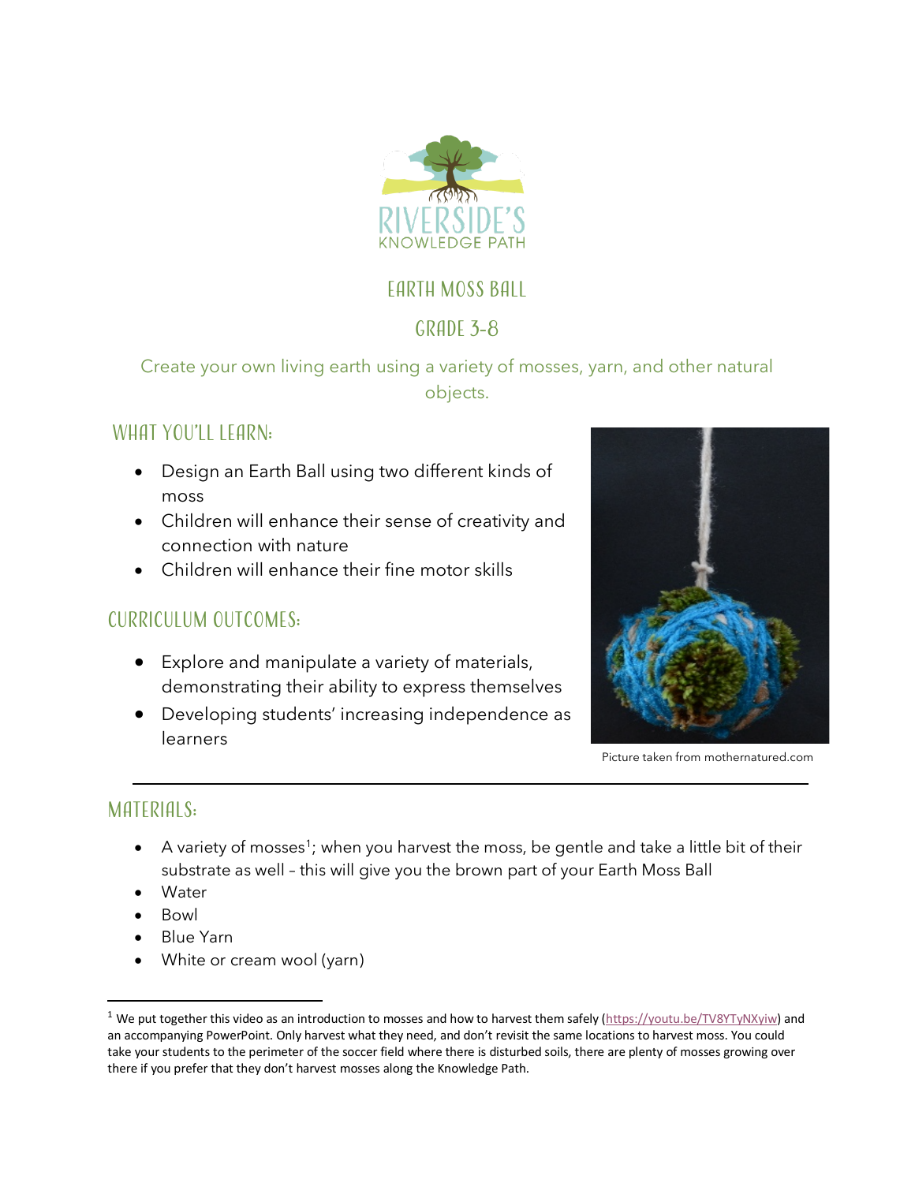# Earth Moss Ball

## Grade 3-8

Create your own living earth using a variety of mosses, yarn, and other natural objects.

## What You'll Learn:

- Design an Earth Ball using two different kinds of moss
- Children will enhance their sense of creativity and connection with nature
- Children will enhance their fine motor skills

## Curriculum Outcomes:

- Explore and manipulate a variety of materials, demonstrating their ability to express themselves
- Developing students' increasing independence as learners

Picture taken from mothernatured.com

---

## Materials:

- A variety of mosses[1]; when you harvest the moss, be gentle and take a little bit of their substrate as well – this will give you the brown part of your Earth Moss Ball
- Water
- Bowl
- Blue Yarn
- White or cream wool (yarn)

---

[1] We put together this video as an introduction to mosses and how to harvest them safely (https://youtu.be/TV8YTyNXyiw) and an accompanying PowerPoint. Only harvest what they need, and don't revisit the same locations to harvest moss. You could take your students to the perimeter of the soccer field where there is disturbed soils, there are plenty of mosses growing over there if you prefer that they don't harvest mosses along the Knowledge Path.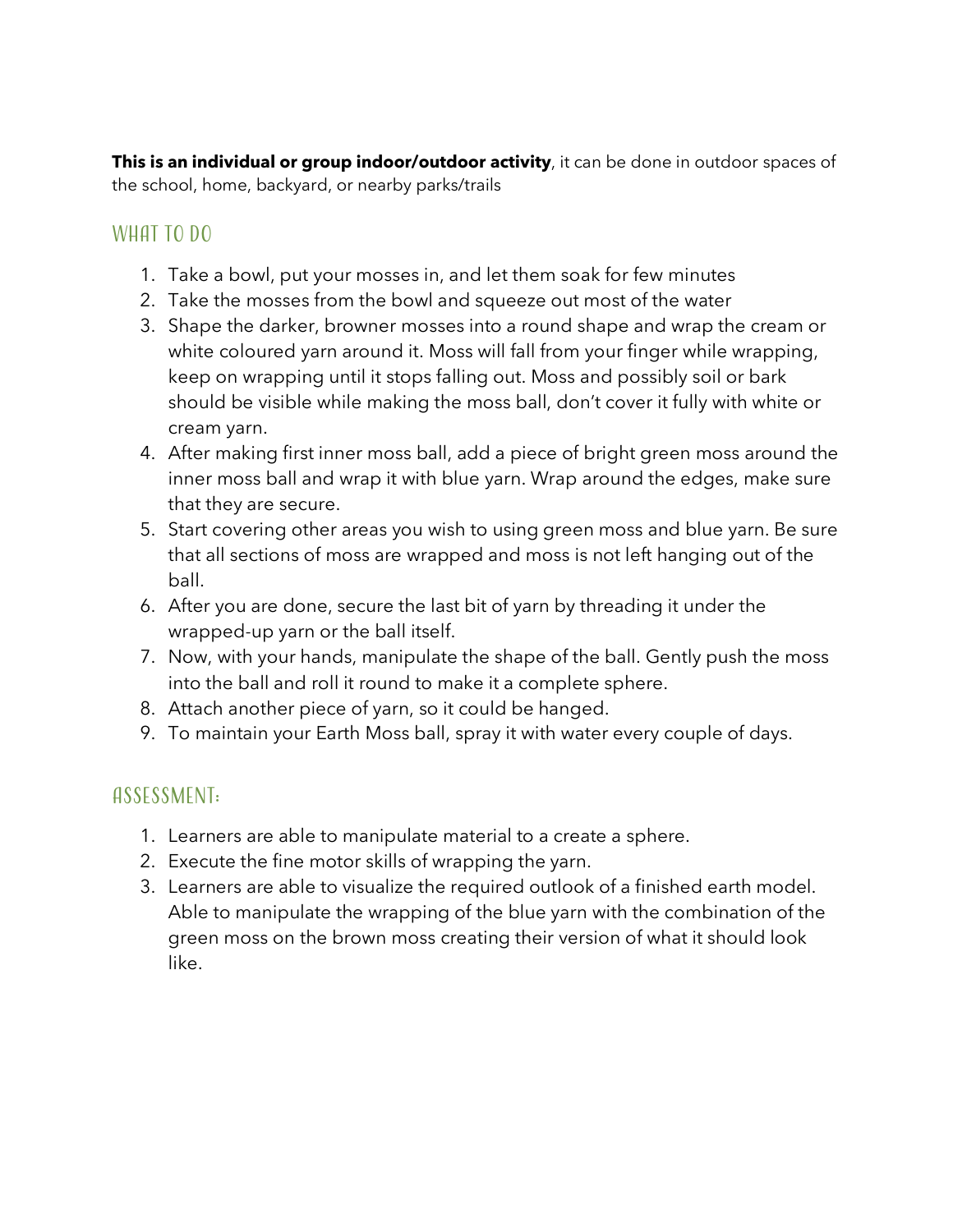**This is an individual or group indoor/outdoor activity**, it can be done in outdoor spaces of the school, home, backyard, or nearby parks/trails

## WHAT TO DO

1. Take a bowl, put your mosses in, and let them soak for few minutes
2. Take the mosses from the bowl and squeeze out most of the water
3. Shape the darker, browner mosses into a round shape and wrap the cream or white coloured yarn around it. Moss will fall from your finger while wrapping, keep on wrapping until it stops falling out. Moss and possibly soil or bark should be visible while making the moss ball, don't cover it fully with white or cream yarn.
4. After making first inner moss ball, add a piece of bright green moss around the inner moss ball and wrap it with blue yarn. Wrap around the edges, make sure that they are secure.
5. Start covering other areas you wish to using green moss and blue yarn. Be sure that all sections of moss are wrapped and moss is not left hanging out of the ball.
6. After you are done, secure the last bit of yarn by threading it under the wrapped-up yarn or the ball itself.
7. Now, with your hands, manipulate the shape of the ball. Gently push the moss into the ball and roll it round to make it a complete sphere.
8. Attach another piece of yarn, so it could be hanged.
9. To maintain your Earth Moss ball, spray it with water every couple of days.

## ASSESSMENT:

1. Learners are able to manipulate material to a create a sphere.
2. Execute the fine motor skills of wrapping the yarn.
3. Learners are able to visualize the required outlook of a finished earth model. Able to manipulate the wrapping of the blue yarn with the combination of the green moss on the brown moss creating their version of what it should look like.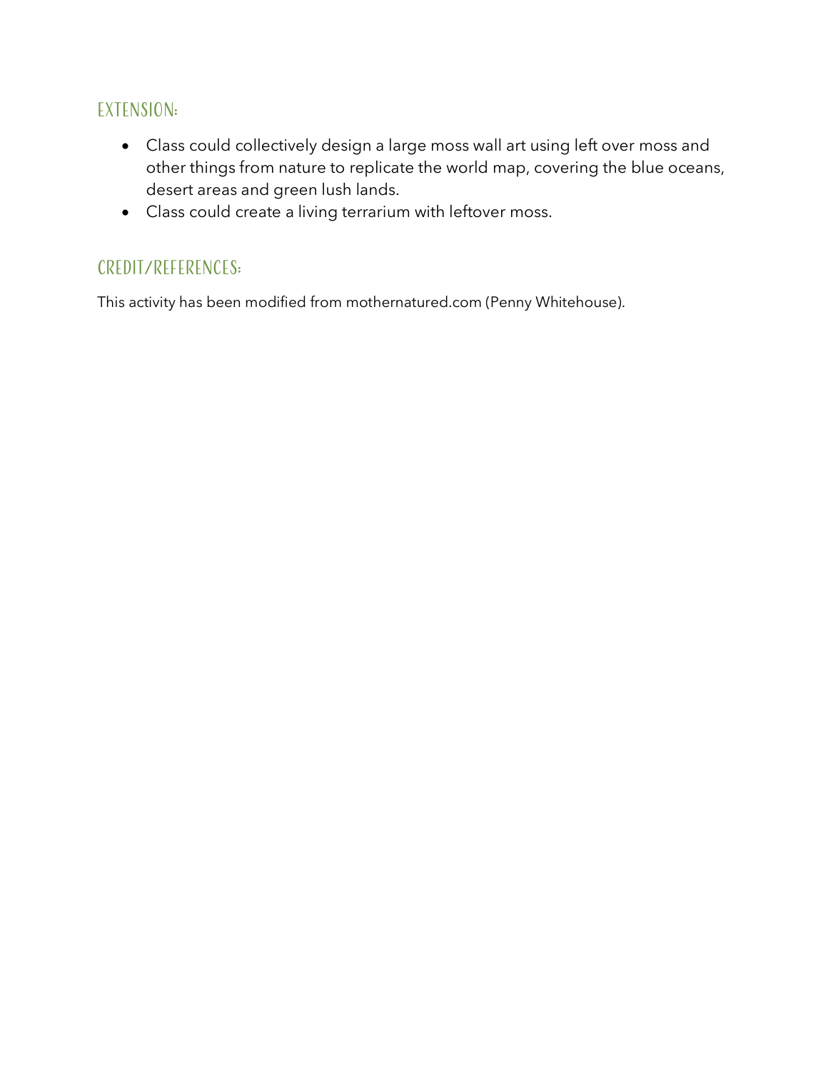## EXTENSION:

- Class could collectively design a large moss wall art using left over moss and other things from nature to replicate the world map, covering the blue oceans, desert areas and green lush lands.
- Class could create a living terrarium with leftover moss.

## CREDIT/REFERENCES:

This activity has been modified from mothernatured.com (Penny Whitehouse).